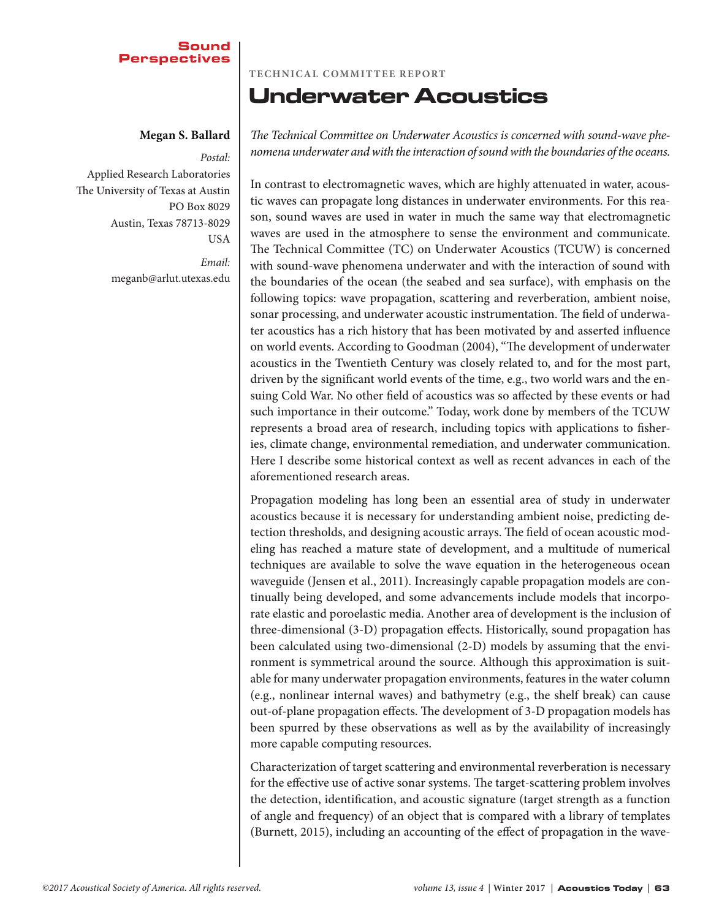Sound Perspectives

TECHNICAL COMMITTEE REPORT

# Underwater Acoustics

**Megan S. Ballard**

*Postal:*
Applied Research Laboratories
The University of Texas at Austin
PO Box 8029
Austin, Texas 78713-8029
USA

*Email:*
meganb@arlut.utexas.edu

*The Technical Committee on Underwater Acoustics is concerned with sound-wave phenomena underwater and with the interaction of sound with the boundaries of the oceans.*

In contrast to electromagnetic waves, which are highly attenuated in water, acoustic waves can propagate long distances in underwater environments. For this reason, sound waves are used in water in much the same way that electromagnetic waves are used in the atmosphere to sense the environment and communicate. The Technical Committee (TC) on Underwater Acoustics (TCUW) is concerned with sound-wave phenomena underwater and with the interaction of sound with the boundaries of the ocean (the seabed and sea surface), with emphasis on the following topics: wave propagation, scattering and reverberation, ambient noise, sonar processing, and underwater acoustic instrumentation. The field of underwater acoustics has a rich history that has been motivated by and asserted influence on world events. According to Goodman (2004), "The development of underwater acoustics in the Twentieth Century was closely related to, and for the most part, driven by the significant world events of the time, e.g., two world wars and the ensuing Cold War. No other field of acoustics was so affected by these events or had such importance in their outcome." Today, work done by members of the TCUW represents a broad area of research, including topics with applications to fisheries, climate change, environmental remediation, and underwater communication. Here I describe some historical context as well as recent advances in each of the aforementioned research areas.

Propagation modeling has long been an essential area of study in underwater acoustics because it is necessary for understanding ambient noise, predicting detection thresholds, and designing acoustic arrays. The field of ocean acoustic modeling has reached a mature state of development, and a multitude of numerical techniques are available to solve the wave equation in the heterogeneous ocean waveguide (Jensen et al., 2011). Increasingly capable propagation models are continually being developed, and some advancements include models that incorporate elastic and poroelastic media. Another area of development is the inclusion of three-dimensional (3-D) propagation effects. Historically, sound propagation has been calculated using two-dimensional (2-D) models by assuming that the environment is symmetrical around the source. Although this approximation is suitable for many underwater propagation environments, features in the water column (e.g., nonlinear internal waves) and bathymetry (e.g., the shelf break) can cause out-of-plane propagation effects. The development of 3-D propagation models has been spurred by these observations as well as by the availability of increasingly more capable computing resources.

Characterization of target scattering and environmental reverberation is necessary for the effective use of active sonar systems. The target-scattering problem involves the detection, identification, and acoustic signature (target strength as a function of angle and frequency) of an object that is compared with a library of templates (Burnett, 2015), including an accounting of the effect of propagation in the wave-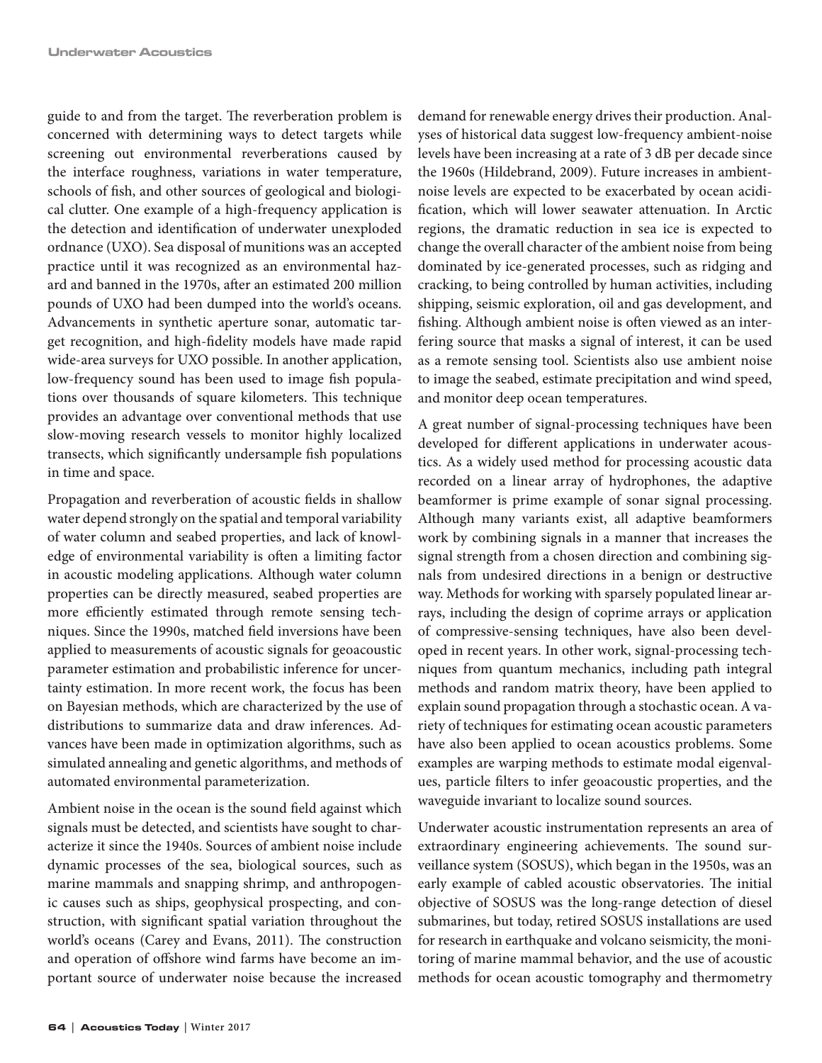guide to and from the target. The reverberation problem is concerned with determining ways to detect targets while screening out environmental reverberations caused by the interface roughness, variations in water temperature, schools of fish, and other sources of geological and biological clutter. One example of a high-frequency application is the detection and identification of underwater unexploded ordnance (UXO). Sea disposal of munitions was an accepted practice until it was recognized as an environmental hazard and banned in the 1970s, after an estimated 200 million pounds of UXO had been dumped into the world's oceans. Advancements in synthetic aperture sonar, automatic target recognition, and high-fidelity models have made rapid wide-area surveys for UXO possible. In another application, low-frequency sound has been used to image fish populations over thousands of square kilometers. This technique provides an advantage over conventional methods that use slow-moving research vessels to monitor highly localized transects, which significantly undersample fish populations in time and space.

Propagation and reverberation of acoustic fields in shallow water depend strongly on the spatial and temporal variability of water column and seabed properties, and lack of knowledge of environmental variability is often a limiting factor in acoustic modeling applications. Although water column properties can be directly measured, seabed properties are more efficiently estimated through remote sensing techniques. Since the 1990s, matched field inversions have been applied to measurements of acoustic signals for geoacoustic parameter estimation and probabilistic inference for uncertainty estimation. In more recent work, the focus has been on Bayesian methods, which are characterized by the use of distributions to summarize data and draw inferences. Advances have been made in optimization algorithms, such as simulated annealing and genetic algorithms, and methods of automated environmental parameterization.

Ambient noise in the ocean is the sound field against which signals must be detected, and scientists have sought to characterize it since the 1940s. Sources of ambient noise include dynamic processes of the sea, biological sources, such as marine mammals and snapping shrimp, and anthropogenic causes such as ships, geophysical prospecting, and construction, with significant spatial variation throughout the world's oceans (Carey and Evans, 2011). The construction and operation of offshore wind farms have become an important source of underwater noise because the increased demand for renewable energy drives their production. Analyses of historical data suggest low-frequency ambient-noise levels have been increasing at a rate of 3 dB per decade since the 1960s (Hildebrand, 2009). Future increases in ambient-noise levels are expected to be exacerbated by ocean acidification, which will lower seawater attenuation. In Arctic regions, the dramatic reduction in sea ice is expected to change the overall character of the ambient noise from being dominated by ice-generated processes, such as ridging and cracking, to being controlled by human activities, including shipping, seismic exploration, oil and gas development, and fishing. Although ambient noise is often viewed as an interfering source that masks a signal of interest, it can be used as a remote sensing tool. Scientists also use ambient noise to image the seabed, estimate precipitation and wind speed, and monitor deep ocean temperatures.

A great number of signal-processing techniques have been developed for different applications in underwater acoustics. As a widely used method for processing acoustic data recorded on a linear array of hydrophones, the adaptive beamformer is prime example of sonar signal processing. Although many variants exist, all adaptive beamformers work by combining signals in a manner that increases the signal strength from a chosen direction and combining signals from undesired directions in a benign or destructive way. Methods for working with sparsely populated linear arrays, including the design of coprime arrays or application of compressive-sensing techniques, have also been developed in recent years. In other work, signal-processing techniques from quantum mechanics, including path integral methods and random matrix theory, have been applied to explain sound propagation through a stochastic ocean. A variety of techniques for estimating ocean acoustic parameters have also been applied to ocean acoustics problems. Some examples are warping methods to estimate modal eigenvalues, particle filters to infer geoacoustic properties, and the waveguide invariant to localize sound sources.

Underwater acoustic instrumentation represents an area of extraordinary engineering achievements. The sound surveillance system (SOSUS), which began in the 1950s, was an early example of cabled acoustic observatories. The initial objective of SOSUS was the long-range detection of diesel submarines, but today, retired SOSUS installations are used for research in earthquake and volcano seismicity, the monitoring of marine mammal behavior, and the use of acoustic methods for ocean acoustic tomography and thermometry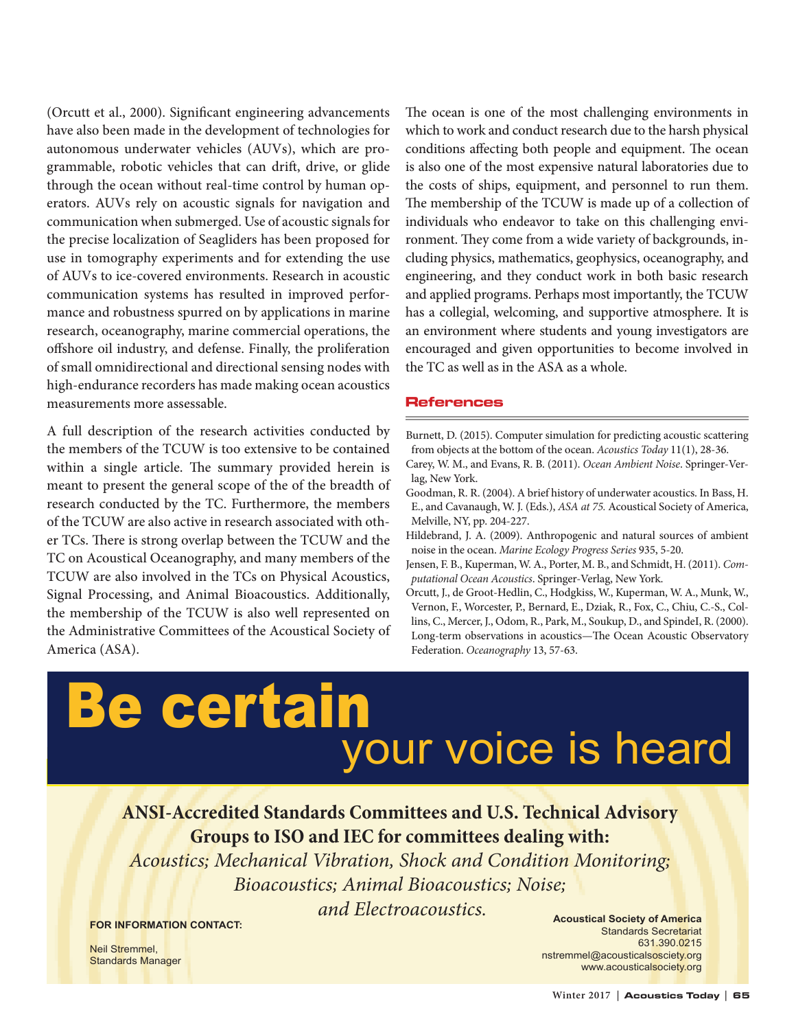(Orcutt et al., 2000). Significant engineering advancements have also been made in the development of technologies for autonomous underwater vehicles (AUVs), which are programmable, robotic vehicles that can drift, drive, or glide through the ocean without real-time control by human operators. AUVs rely on acoustic signals for navigation and communication when submerged. Use of acoustic signals for the precise localization of Seagliders has been proposed for use in tomography experiments and for extending the use of AUVs to ice-covered environments. Research in acoustic communication systems has resulted in improved performance and robustness spurred on by applications in marine research, oceanography, marine commercial operations, the offshore oil industry, and defense. Finally, the proliferation of small omnidirectional and directional sensing nodes with high-endurance recorders has made making ocean acoustics measurements more assessable.

A full description of the research activities conducted by the members of the TCUW is too extensive to be contained within a single article. The summary provided herein is meant to present the general scope of the of the breadth of research conducted by the TC. Furthermore, the members of the TCUW are also active in research associated with other TCs. There is strong overlap between the TCUW and the TC on Acoustical Oceanography, and many members of the TCUW are also involved in the TCs on Physical Acoustics, Signal Processing, and Animal Bioacoustics. Additionally, the membership of the TCUW is also well represented on the Administrative Committees of the Acoustical Society of America (ASA).

The ocean is one of the most challenging environments in which to work and conduct research due to the harsh physical conditions affecting both people and equipment. The ocean is also one of the most expensive natural laboratories due to the costs of ships, equipment, and personnel to run them. The membership of the TCUW is made up of a collection of individuals who endeavor to take on this challenging environment. They come from a wide variety of backgrounds, including physics, mathematics, geophysics, oceanography, and engineering, and they conduct work in both basic research and applied programs. Perhaps most importantly, the TCUW has a collegial, welcoming, and supportive atmosphere. It is an environment where students and young investigators are encouraged and given opportunities to become involved in the TC as well as in the ASA as a whole.

## References

Burnett, D. (2015). Computer simulation for predicting acoustic scattering from objects at the bottom of the ocean. *Acoustics Today* 11(1), 28-36.

Carey, W. M., and Evans, R. B. (2011). *Ocean Ambient Noise*. Springer-Verlag, New York.

Goodman, R. R. (2004). A brief history of underwater acoustics. In Bass, H. E., and Cavanaugh, W. J. (Eds.), *ASA at 75.* Acoustical Society of America, Melville, NY, pp. 204-227.

Hildebrand, J. A. (2009). Anthropogenic and natural sources of ambient noise in the ocean. *Marine Ecology Progress Series* 935, 5-20.

Jensen, F. B., Kuperman, W. A., Porter, M. B., and Schmidt, H. (2011). *Computational Ocean Acoustics*. Springer-Verlag, New York.

Orcutt, J., de Groot-Hedlin, C., Hodgkiss, W., Kuperman, W. A., Munk, W., Vernon, F., Worcester, P., Bernard, E., Dziak, R., Fox, C., Chiu, C.-S., Collins, C., Mercer, J., Odom, R., Park, M., Soukup, D., and SpindeI, R. (2000). Long-term observations in acoustics—The Ocean Acoustic Observatory Federation. *Oceanography* 13, 57-63.

# Be certain your voice is heard

**ANSI-Accredited Standards Committees and U.S. Technical Advisory Groups to ISO and IEC for committees dealing with:**

*Acoustics; Mechanical Vibration, Shock and Condition Monitoring; Bioacoustics; Animal Bioacoustics; Noise; and Electroacoustics.*

**FOR INFORMATION CONTACT:**

Neil Stremmel,
Standards Manager

**Acoustical Society of America**
Standards Secretariat
631.390.0215
nstremmel@acousticalsosciety.org
www.acousticalsociety.org